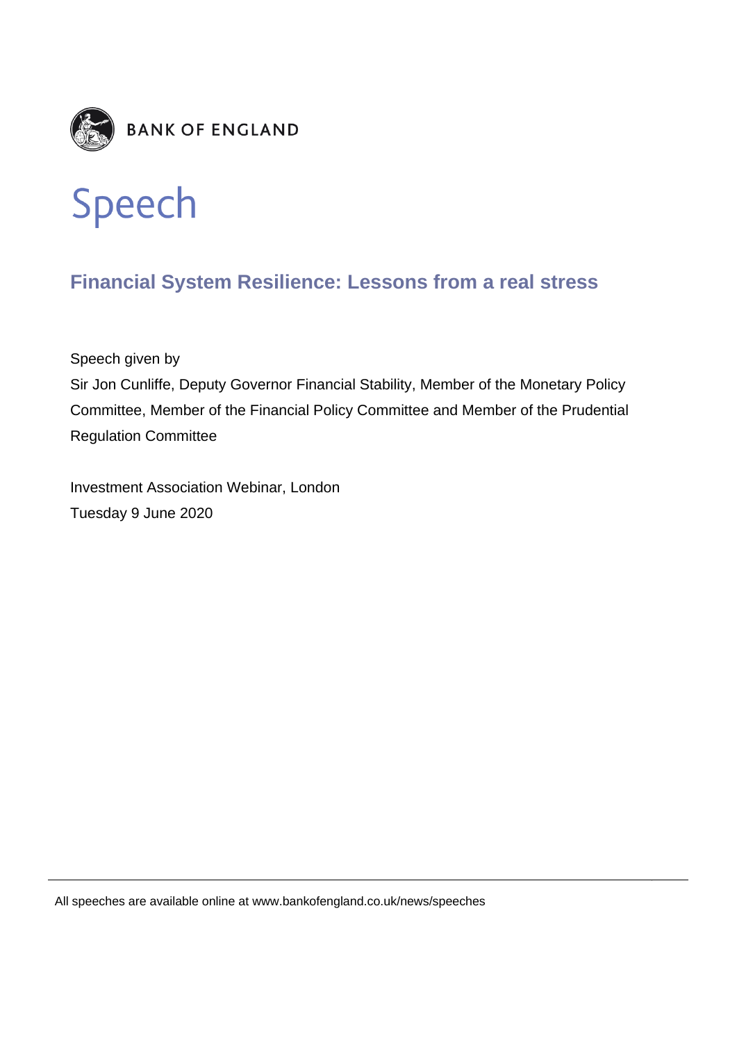BANK OF ENGLAND

# Speech

## Financial System Resilience: Lessons from a real stress

Speech given by

Sir Jon Cunliffe, Deputy Governor Financial Stability, Member of the Monetary Policy Committee, Member of the Financial Policy Committee and Member of the Prudential Regulation Committee

Investment Association Webinar, London

Tuesday 9 June 2020

All speeches are available online at www.bankofengland.co.uk/news/speeches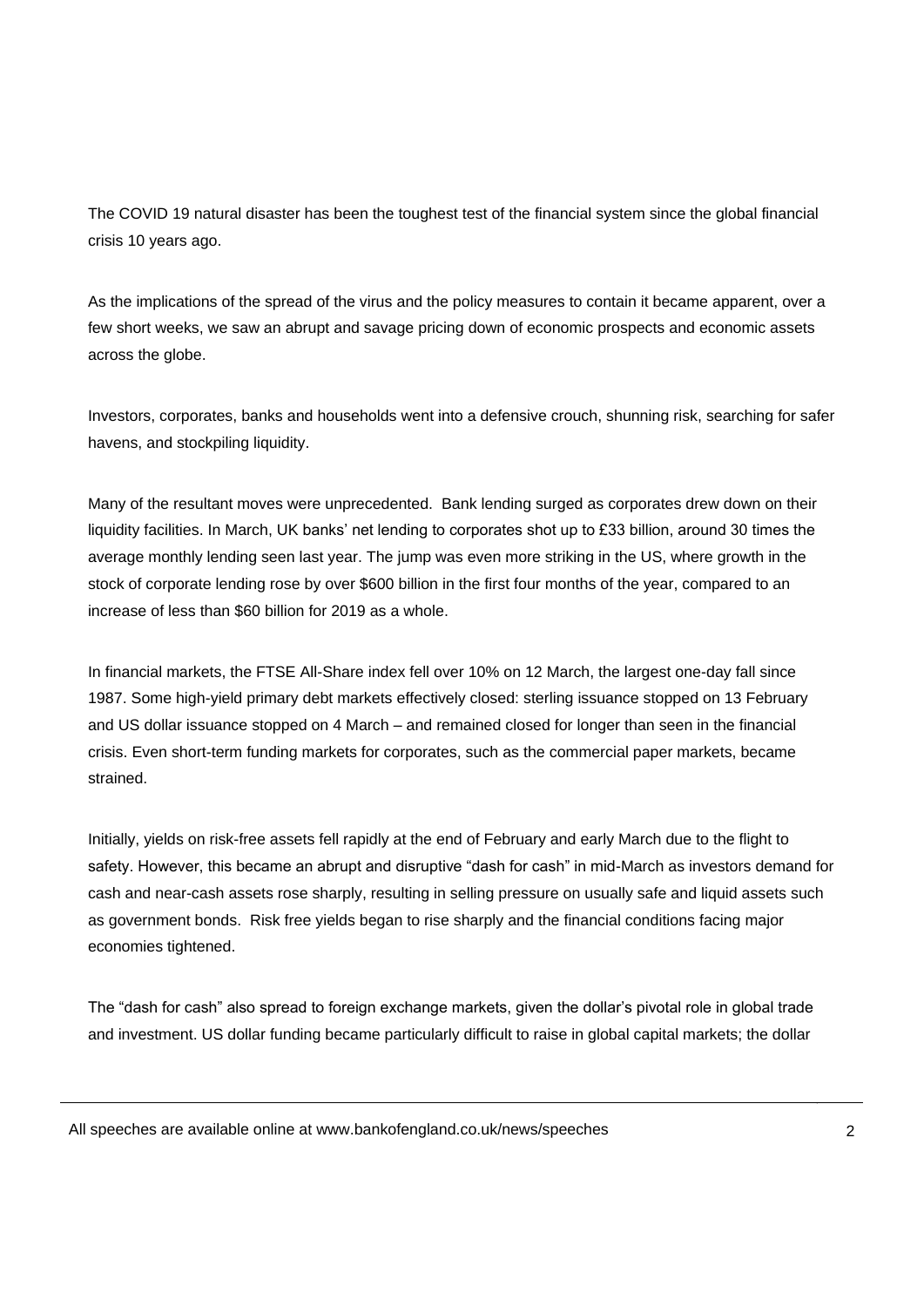The COVID 19 natural disaster has been the toughest test of the financial system since the global financial crisis 10 years ago.

As the implications of the spread of the virus and the policy measures to contain it became apparent, over a few short weeks, we saw an abrupt and savage pricing down of economic prospects and economic assets across the globe.

Investors, corporates, banks and households went into a defensive crouch, shunning risk, searching for safer havens, and stockpiling liquidity.

Many of the resultant moves were unprecedented. Bank lending surged as corporates drew down on their liquidity facilities. In March, UK banks' net lending to corporates shot up to £33 billion, around 30 times the average monthly lending seen last year. The jump was even more striking in the US, where growth in the stock of corporate lending rose by over $600 billion in the first four months of the year, compared to an increase of less than $60 billion for 2019 as a whole.

In financial markets, the FTSE All-Share index fell over 10% on 12 March, the largest one-day fall since 1987. Some high-yield primary debt markets effectively closed: sterling issuance stopped on 13 February and US dollar issuance stopped on 4 March – and remained closed for longer than seen in the financial crisis. Even short-term funding markets for corporates, such as the commercial paper markets, became strained.

Initially, yields on risk-free assets fell rapidly at the end of February and early March due to the flight to safety. However, this became an abrupt and disruptive "dash for cash" in mid-March as investors demand for cash and near-cash assets rose sharply, resulting in selling pressure on usually safe and liquid assets such as government bonds. Risk free yields began to rise sharply and the financial conditions facing major economies tightened.

The "dash for cash" also spread to foreign exchange markets, given the dollar's pivotal role in global trade and investment. US dollar funding became particularly difficult to raise in global capital markets; the dollar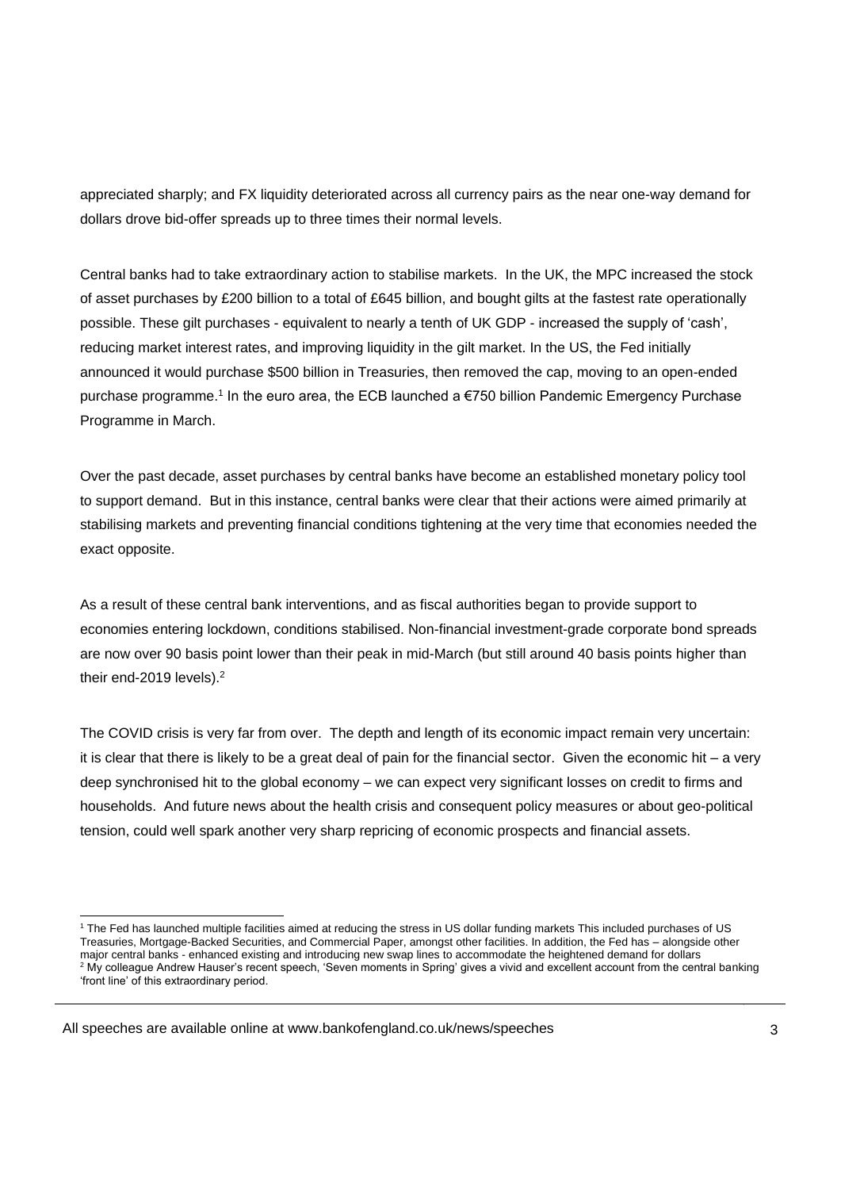appreciated sharply; and FX liquidity deteriorated across all currency pairs as the near one-way demand for dollars drove bid-offer spreads up to three times their normal levels.

Central banks had to take extraordinary action to stabilise markets. In the UK, the MPC increased the stock of asset purchases by £200 billion to a total of £645 billion, and bought gilts at the fastest rate operationally possible. These gilt purchases - equivalent to nearly a tenth of UK GDP - increased the supply of 'cash', reducing market interest rates, and improving liquidity in the gilt market. In the US, the Fed initially announced it would purchase \$500 billion in Treasuries, then removed the cap, moving to an open-ended purchase programme.[1] In the euro area, the ECB launched a €750 billion Pandemic Emergency Purchase Programme in March.

Over the past decade, asset purchases by central banks have become an established monetary policy tool to support demand. But in this instance, central banks were clear that their actions were aimed primarily at stabilising markets and preventing financial conditions tightening at the very time that economies needed the exact opposite.

As a result of these central bank interventions, and as fiscal authorities began to provide support to economies entering lockdown, conditions stabilised. Non-financial investment-grade corporate bond spreads are now over 90 basis point lower than their peak in mid-March (but still around 40 basis points higher than their end-2019 levels).[2]

The COVID crisis is very far from over. The depth and length of its economic impact remain very uncertain: it is clear that there is likely to be a great deal of pain for the financial sector. Given the economic hit – a very deep synchronised hit to the global economy – we can expect very significant losses on credit to firms and households. And future news about the health crisis and consequent policy measures or about geo-political tension, could well spark another very sharp repricing of economic prospects and financial assets.

---

[1] The Fed has launched multiple facilities aimed at reducing the stress in US dollar funding markets This included purchases of US Treasuries, Mortgage-Backed Securities, and Commercial Paper, amongst other facilities. In addition, the Fed has – alongside other major central banks - enhanced existing and introducing new swap lines to accommodate the heightened demand for dollars

[2] My colleague Andrew Hauser's recent speech, 'Seven moments in Spring' gives a vivid and excellent account from the central banking 'front line' of this extraordinary period.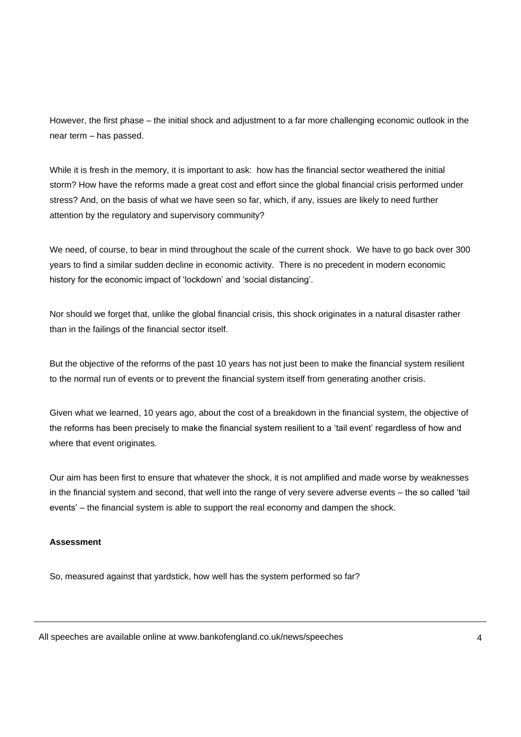However, the first phase – the initial shock and adjustment to a far more challenging economic outlook in the near term – has passed.

While it is fresh in the memory, it is important to ask: how has the financial sector weathered the initial storm? How have the reforms made a great cost and effort since the global financial crisis performed under stress? And, on the basis of what we have seen so far, which, if any, issues are likely to need further attention by the regulatory and supervisory community?

We need, of course, to bear in mind throughout the scale of the current shock. We have to go back over 300 years to find a similar sudden decline in economic activity. There is no precedent in modern economic history for the economic impact of 'lockdown' and 'social distancing'.

Nor should we forget that, unlike the global financial crisis, this shock originates in a natural disaster rather than in the failings of the financial sector itself.

But the objective of the reforms of the past 10 years has not just been to make the financial system resilient to the normal run of events or to prevent the financial system itself from generating another crisis.

Given what we learned, 10 years ago, about the cost of a breakdown in the financial system, the objective of the reforms has been precisely to make the financial system resilient to a 'tail event' regardless of how and where that event originates.

Our aim has been first to ensure that whatever the shock, it is not amplified and made worse by weaknesses in the financial system and second, that well into the range of very severe adverse events – the so called 'tail events' – the financial system is able to support the real economy and dampen the shock.

**Assessment**

So, measured against that yardstick, how well has the system performed so far?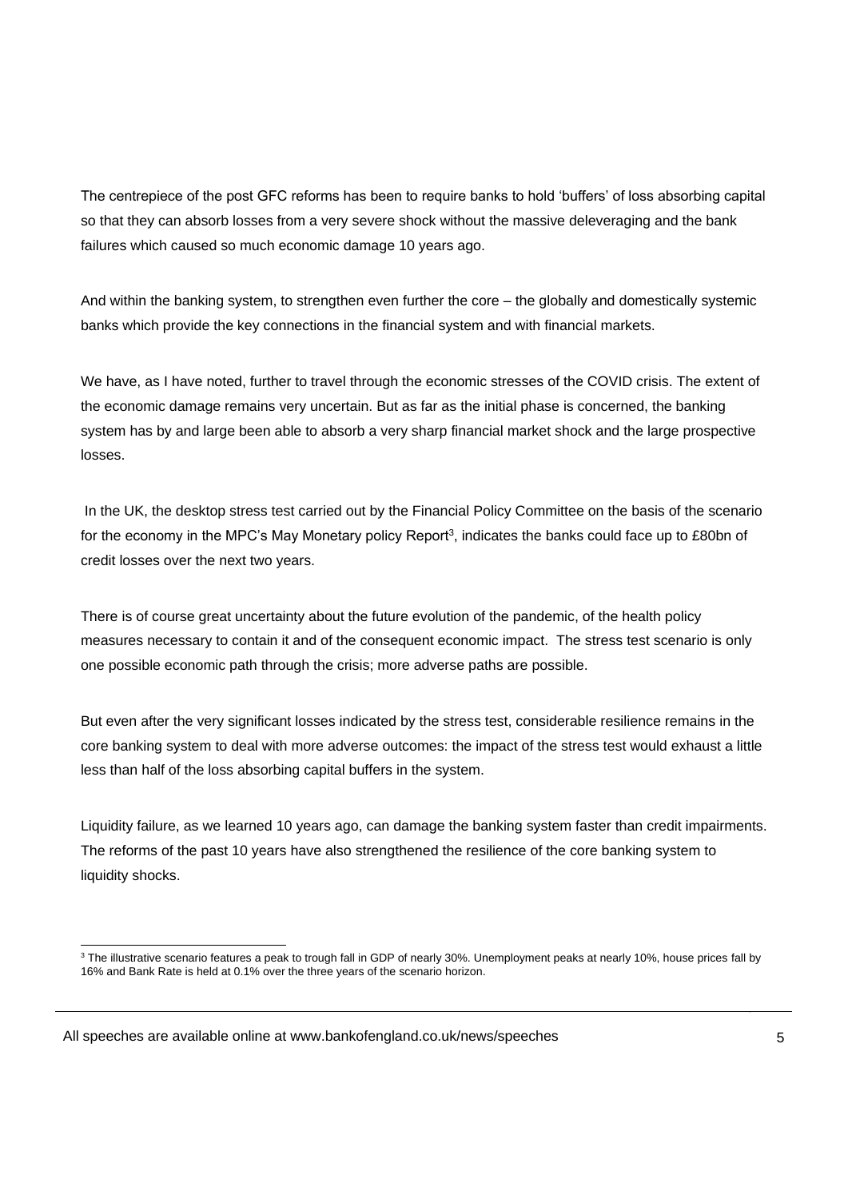The centrepiece of the post GFC reforms has been to require banks to hold 'buffers' of loss absorbing capital so that they can absorb losses from a very severe shock without the massive deleveraging and the bank failures which caused so much economic damage 10 years ago.

And within the banking system, to strengthen even further the core – the globally and domestically systemic banks which provide the key connections in the financial system and with financial markets.

We have, as I have noted, further to travel through the economic stresses of the COVID crisis. The extent of the economic damage remains very uncertain. But as far as the initial phase is concerned, the banking system has by and large been able to absorb a very sharp financial market shock and the large prospective losses.

In the UK, the desktop stress test carried out by the Financial Policy Committee on the basis of the scenario for the economy in the MPC's May Monetary policy Report[3], indicates the banks could face up to £80bn of credit losses over the next two years.

There is of course great uncertainty about the future evolution of the pandemic, of the health policy measures necessary to contain it and of the consequent economic impact. The stress test scenario is only one possible economic path through the crisis; more adverse paths are possible.

But even after the very significant losses indicated by the stress test, considerable resilience remains in the core banking system to deal with more adverse outcomes: the impact of the stress test would exhaust a little less than half of the loss absorbing capital buffers in the system.

Liquidity failure, as we learned 10 years ago, can damage the banking system faster than credit impairments. The reforms of the past 10 years have also strengthened the resilience of the core banking system to liquidity shocks.

---

[3] The illustrative scenario features a peak to trough fall in GDP of nearly 30%. Unemployment peaks at nearly 10%, house prices fall by 16% and Bank Rate is held at 0.1% over the three years of the scenario horizon.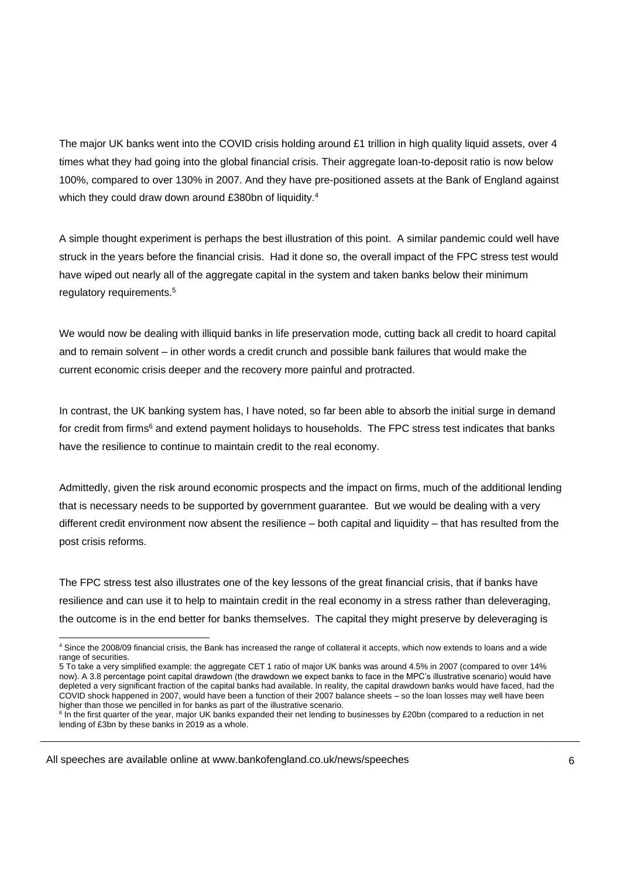The major UK banks went into the COVID crisis holding around £1 trillion in high quality liquid assets, over 4 times what they had going into the global financial crisis. Their aggregate loan-to-deposit ratio is now below 100%, compared to over 130% in 2007. And they have pre-positioned assets at the Bank of England against which they could draw down around £380bn of liquidity.[4]

A simple thought experiment is perhaps the best illustration of this point. A similar pandemic could well have struck in the years before the financial crisis. Had it done so, the overall impact of the FPC stress test would have wiped out nearly all of the aggregate capital in the system and taken banks below their minimum regulatory requirements.[5]

We would now be dealing with illiquid banks in life preservation mode, cutting back all credit to hoard capital and to remain solvent – in other words a credit crunch and possible bank failures that would make the current economic crisis deeper and the recovery more painful and protracted.

In contrast, the UK banking system has, I have noted, so far been able to absorb the initial surge in demand for credit from firms[6] and extend payment holidays to households. The FPC stress test indicates that banks have the resilience to continue to maintain credit to the real economy.

Admittedly, given the risk around economic prospects and the impact on firms, much of the additional lending that is necessary needs to be supported by government guarantee. But we would be dealing with a very different credit environment now absent the resilience – both capital and liquidity – that has resulted from the post crisis reforms.

The FPC stress test also illustrates one of the key lessons of the great financial crisis, that if banks have resilience and can use it to help to maintain credit in the real economy in a stress rather than deleveraging, the outcome is in the end better for banks themselves. The capital they might preserve by deleveraging is

---

[4] Since the 2008/09 financial crisis, the Bank has increased the range of collateral it accepts, which now extends to loans and a wide range of securities.

[5] To take a very simplified example: the aggregate CET 1 ratio of major UK banks was around 4.5% in 2007 (compared to over 14% now). A 3.8 percentage point capital drawdown (the drawdown we expect banks to face in the MPC's illustrative scenario) would have depleted a very significant fraction of the capital banks had available. In reality, the capital drawdown banks would have faced, had the COVID shock happened in 2007, would have been a function of their 2007 balance sheets – so the loan losses may well have been higher than those we pencilled in for banks as part of the illustrative scenario.

[6] In the first quarter of the year, major UK banks expanded their net lending to businesses by £20bn (compared to a reduction in net lending of £3bn by these banks in 2019 as a whole.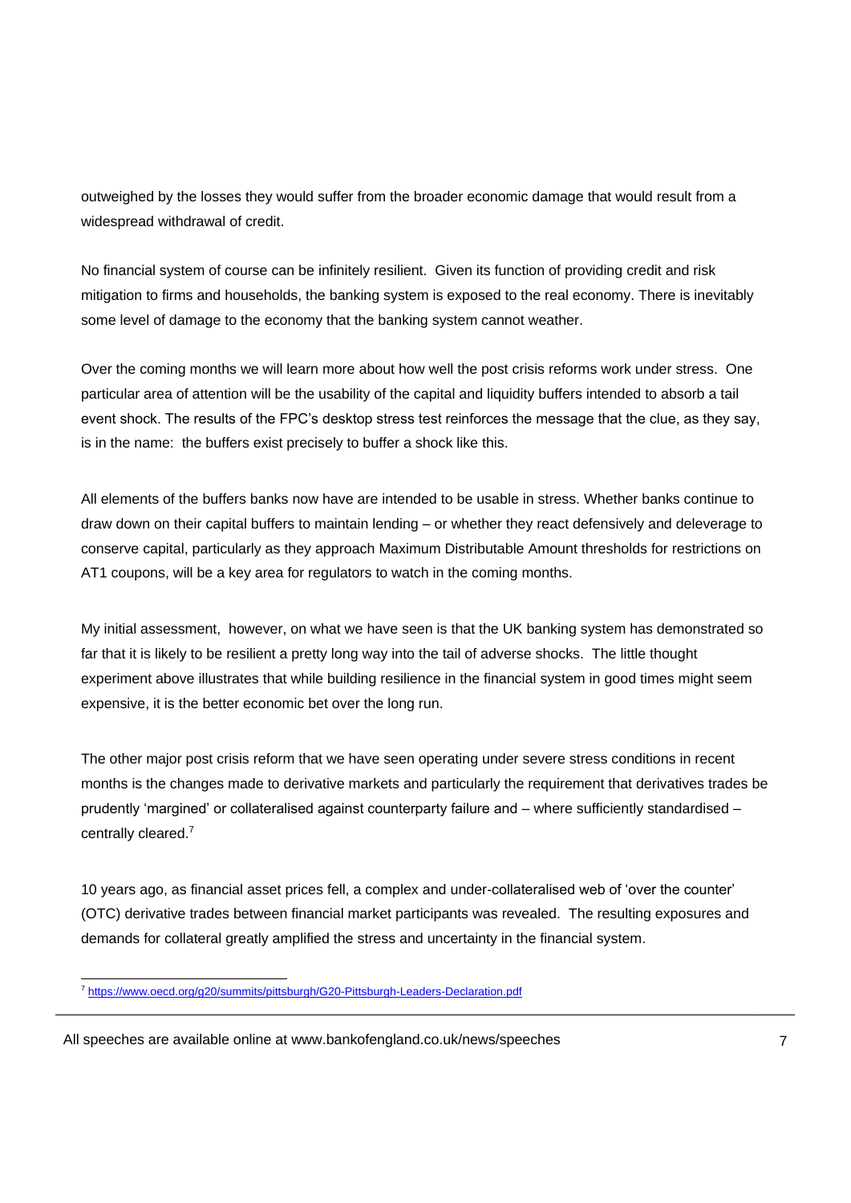outweighed by the losses they would suffer from the broader economic damage that would result from a widespread withdrawal of credit.

No financial system of course can be infinitely resilient. Given its function of providing credit and risk mitigation to firms and households, the banking system is exposed to the real economy. There is inevitably some level of damage to the economy that the banking system cannot weather.

Over the coming months we will learn more about how well the post crisis reforms work under stress. One particular area of attention will be the usability of the capital and liquidity buffers intended to absorb a tail event shock. The results of the FPC's desktop stress test reinforces the message that the clue, as they say, is in the name: the buffers exist precisely to buffer a shock like this.

All elements of the buffers banks now have are intended to be usable in stress. Whether banks continue to draw down on their capital buffers to maintain lending – or whether they react defensively and deleverage to conserve capital, particularly as they approach Maximum Distributable Amount thresholds for restrictions on AT1 coupons, will be a key area for regulators to watch in the coming months.

My initial assessment, however, on what we have seen is that the UK banking system has demonstrated so far that it is likely to be resilient a pretty long way into the tail of adverse shocks. The little thought experiment above illustrates that while building resilience in the financial system in good times might seem expensive, it is the better economic bet over the long run.

The other major post crisis reform that we have seen operating under severe stress conditions in recent months is the changes made to derivative markets and particularly the requirement that derivatives trades be prudently 'margined' or collateralised against counterparty failure and – where sufficiently standardised – centrally cleared.[7]

10 years ago, as financial asset prices fell, a complex and under-collateralised web of 'over the counter' (OTC) derivative trades between financial market participants was revealed. The resulting exposures and demands for collateral greatly amplified the stress and uncertainty in the financial system.

[7] https://www.oecd.org/g20/summits/pittsburgh/G20-Pittsburgh-Leaders-Declaration.pdf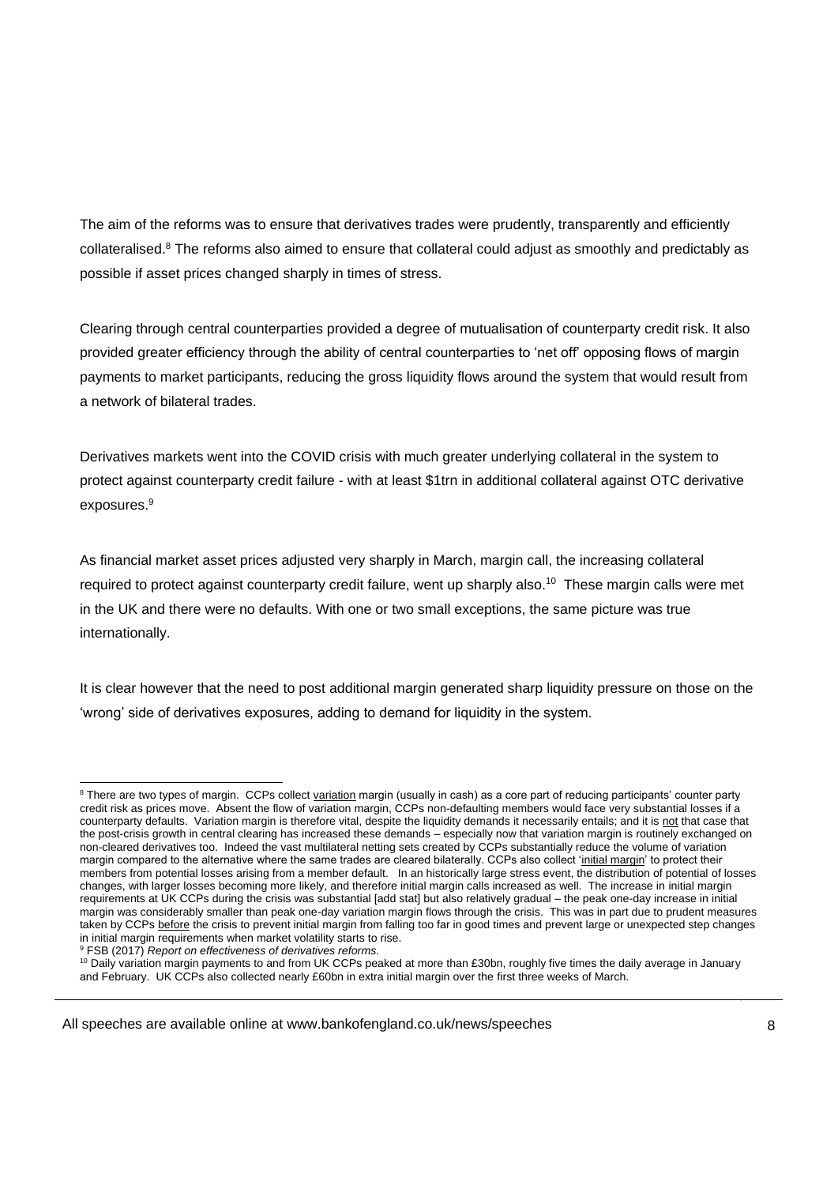The aim of the reforms was to ensure that derivatives trades were prudently, transparently and efficiently collateralised.[8] The reforms also aimed to ensure that collateral could adjust as smoothly and predictably as possible if asset prices changed sharply in times of stress.

Clearing through central counterparties provided a degree of mutualisation of counterparty credit risk. It also provided greater efficiency through the ability of central counterparties to 'net off' opposing flows of margin payments to market participants, reducing the gross liquidity flows around the system that would result from a network of bilateral trades.

Derivatives markets went into the COVID crisis with much greater underlying collateral in the system to protect against counterparty credit failure - with at least $1trn in additional collateral against OTC derivative exposures.[9]

As financial market asset prices adjusted very sharply in March, margin call, the increasing collateral required to protect against counterparty credit failure, went up sharply also.[10] These margin calls were met in the UK and there were no defaults. With one or two small exceptions, the same picture was true internationally.

It is clear however that the need to post additional margin generated sharp liquidity pressure on those on the 'wrong' side of derivatives exposures, adding to demand for liquidity in the system.

---

[8] There are two types of margin. CCPs collect variation margin (usually in cash) as a core part of reducing participants' counter party credit risk as prices move. Absent the flow of variation margin, CCPs non-defaulting members would face very substantial losses if a counterparty defaults. Variation margin is therefore vital, despite the liquidity demands it necessarily entails; and it is not that case that the post-crisis growth in central clearing has increased these demands – especially now that variation margin is routinely exchanged on non-cleared derivatives too. Indeed the vast multilateral netting sets created by CCPs substantially reduce the volume of variation margin compared to the alternative where the same trades are cleared bilaterally. CCPs also collect 'initial margin' to protect their members from potential losses arising from a member default. In an historically large stress event, the distribution of potential of losses changes, with larger losses becoming more likely, and therefore initial margin calls increased as well. The increase in initial margin requirements at UK CCPs during the crisis was substantial [add stat] but also relatively gradual – the peak one-day increase in initial margin was considerably smaller than peak one-day variation margin flows through the crisis. This was in part due to prudent measures taken by CCPs before the crisis to prevent initial margin from falling too far in good times and prevent large or unexpected step changes in initial margin requirements when market volatility starts to rise.

[9] FSB (2017) *Report on effectiveness of derivatives reforms.*

[10] Daily variation margin payments to and from UK CCPs peaked at more than £30bn, roughly five times the daily average in January and February. UK CCPs also collected nearly £60bn in extra initial margin over the first three weeks of March.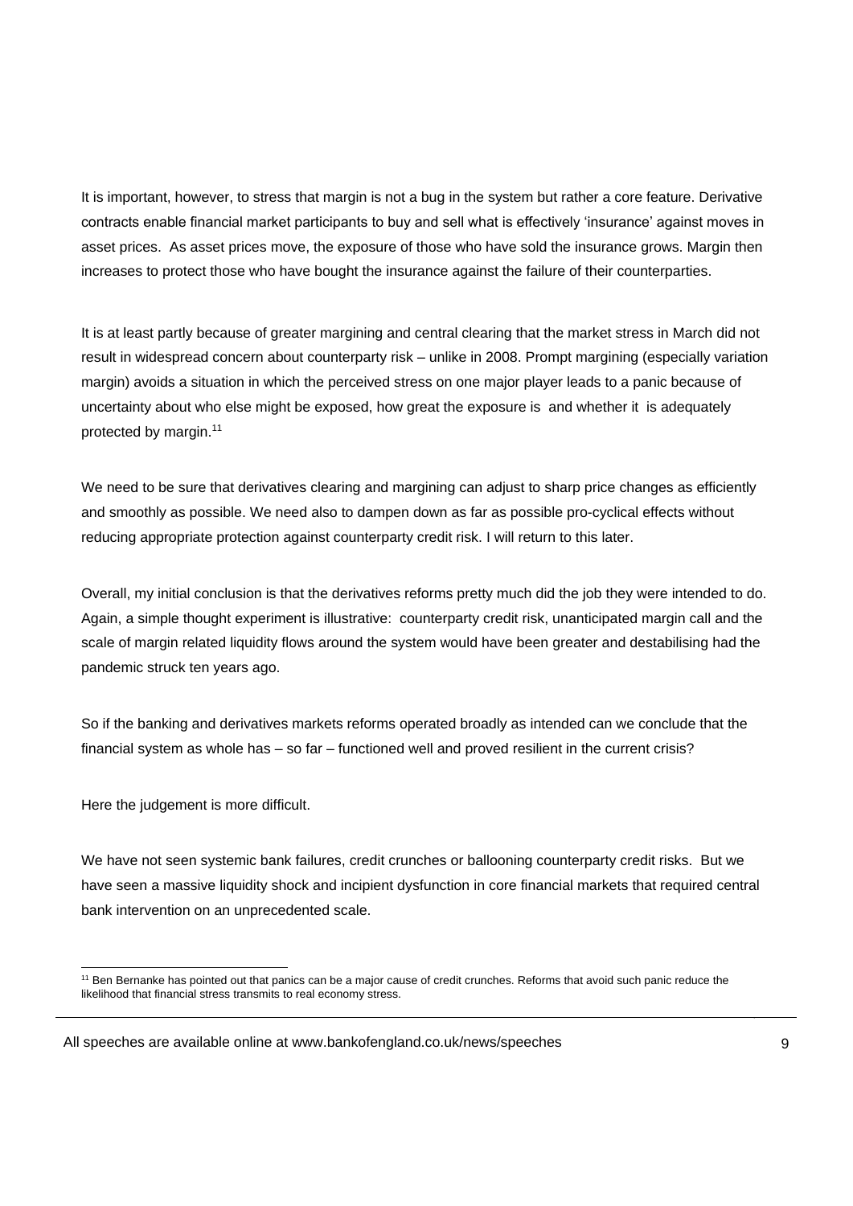It is important, however, to stress that margin is not a bug in the system but rather a core feature. Derivative contracts enable financial market participants to buy and sell what is effectively 'insurance' against moves in asset prices. As asset prices move, the exposure of those who have sold the insurance grows. Margin then increases to protect those who have bought the insurance against the failure of their counterparties.

It is at least partly because of greater margining and central clearing that the market stress in March did not result in widespread concern about counterparty risk – unlike in 2008. Prompt margining (especially variation margin) avoids a situation in which the perceived stress on one major player leads to a panic because of uncertainty about who else might be exposed, how great the exposure is and whether it is adequately protected by margin.[11]

We need to be sure that derivatives clearing and margining can adjust to sharp price changes as efficiently and smoothly as possible. We need also to dampen down as far as possible pro-cyclical effects without reducing appropriate protection against counterparty credit risk. I will return to this later.

Overall, my initial conclusion is that the derivatives reforms pretty much did the job they were intended to do. Again, a simple thought experiment is illustrative: counterparty credit risk, unanticipated margin call and the scale of margin related liquidity flows around the system would have been greater and destabilising had the pandemic struck ten years ago.

So if the banking and derivatives markets reforms operated broadly as intended can we conclude that the financial system as whole has – so far – functioned well and proved resilient in the current crisis?

Here the judgement is more difficult.

We have not seen systemic bank failures, credit crunches or ballooning counterparty credit risks. But we have seen a massive liquidity shock and incipient dysfunction in core financial markets that required central bank intervention on an unprecedented scale.

---

[11] Ben Bernanke has pointed out that panics can be a major cause of credit crunches. Reforms that avoid such panic reduce the likelihood that financial stress transmits to real economy stress.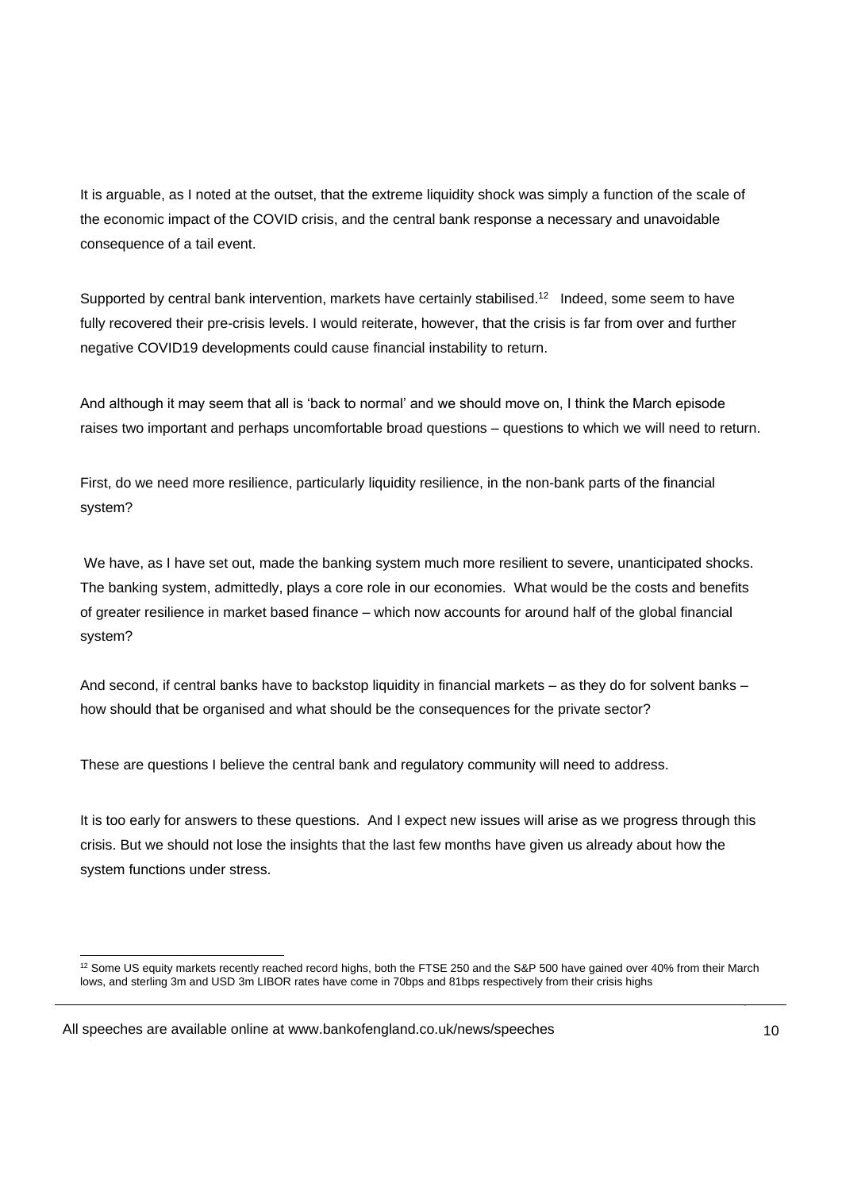It is arguable, as I noted at the outset, that the extreme liquidity shock was simply a function of the scale of the economic impact of the COVID crisis, and the central bank response a necessary and unavoidable consequence of a tail event.

Supported by central bank intervention, markets have certainly stabilised.[12] Indeed, some seem to have fully recovered their pre-crisis levels. I would reiterate, however, that the crisis is far from over and further negative COVID19 developments could cause financial instability to return.

And although it may seem that all is 'back to normal' and we should move on, I think the March episode raises two important and perhaps uncomfortable broad questions – questions to which we will need to return.

First, do we need more resilience, particularly liquidity resilience, in the non-bank parts of the financial system?

We have, as I have set out, made the banking system much more resilient to severe, unanticipated shocks. The banking system, admittedly, plays a core role in our economies. What would be the costs and benefits of greater resilience in market based finance – which now accounts for around half of the global financial system?

And second, if central banks have to backstop liquidity in financial markets – as they do for solvent banks – how should that be organised and what should be the consequences for the private sector?

These are questions I believe the central bank and regulatory community will need to address.

It is too early for answers to these questions. And I expect new issues will arise as we progress through this crisis. But we should not lose the insights that the last few months have given us already about how the system functions under stress.

[12] Some US equity markets recently reached record highs, both the FTSE 250 and the S&P 500 have gained over 40% from their March lows, and sterling 3m and USD 3m LIBOR rates have come in 70bps and 81bps respectively from their crisis highs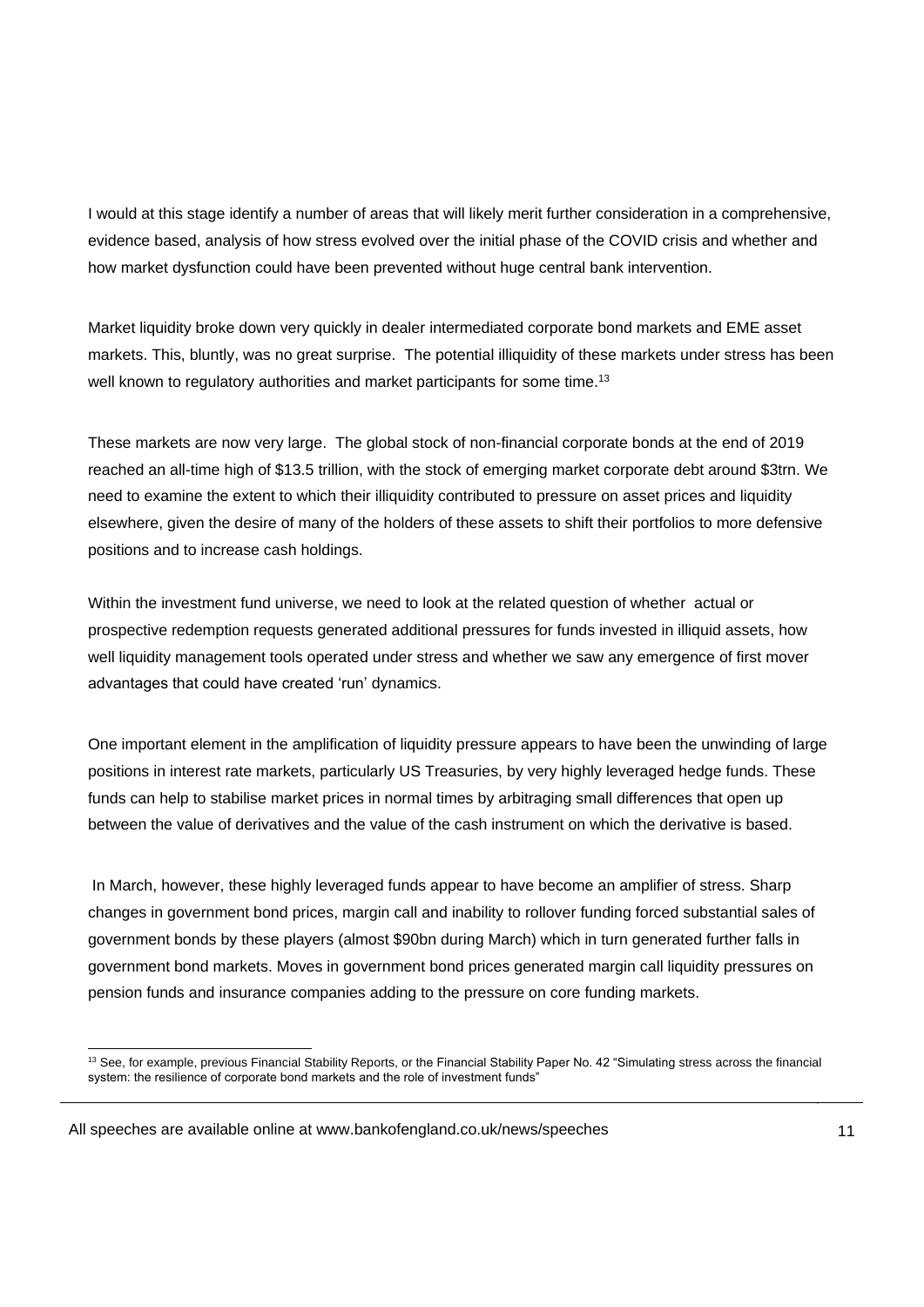I would at this stage identify a number of areas that will likely merit further consideration in a comprehensive, evidence based, analysis of how stress evolved over the initial phase of the COVID crisis and whether and how market dysfunction could have been prevented without huge central bank intervention.

Market liquidity broke down very quickly in dealer intermediated corporate bond markets and EME asset markets. This, bluntly, was no great surprise. The potential illiquidity of these markets under stress has been well known to regulatory authorities and market participants for some time.[13]

These markets are now very large. The global stock of non-financial corporate bonds at the end of 2019 reached an all-time high of $13.5 trillion, with the stock of emerging market corporate debt around $3trn. We need to examine the extent to which their illiquidity contributed to pressure on asset prices and liquidity elsewhere, given the desire of many of the holders of these assets to shift their portfolios to more defensive positions and to increase cash holdings.

Within the investment fund universe, we need to look at the related question of whether actual or prospective redemption requests generated additional pressures for funds invested in illiquid assets, how well liquidity management tools operated under stress and whether we saw any emergence of first mover advantages that could have created 'run' dynamics.

One important element in the amplification of liquidity pressure appears to have been the unwinding of large positions in interest rate markets, particularly US Treasuries, by very highly leveraged hedge funds. These funds can help to stabilise market prices in normal times by arbitraging small differences that open up between the value of derivatives and the value of the cash instrument on which the derivative is based.

In March, however, these highly leveraged funds appear to have become an amplifier of stress. Sharp changes in government bond prices, margin call and inability to rollover funding forced substantial sales of government bonds by these players (almost $90bn during March) which in turn generated further falls in government bond markets. Moves in government bond prices generated margin call liquidity pressures on pension funds and insurance companies adding to the pressure on core funding markets.

[13] See, for example, previous Financial Stability Reports, or the Financial Stability Paper No. 42 "Simulating stress across the financial system: the resilience of corporate bond markets and the role of investment funds"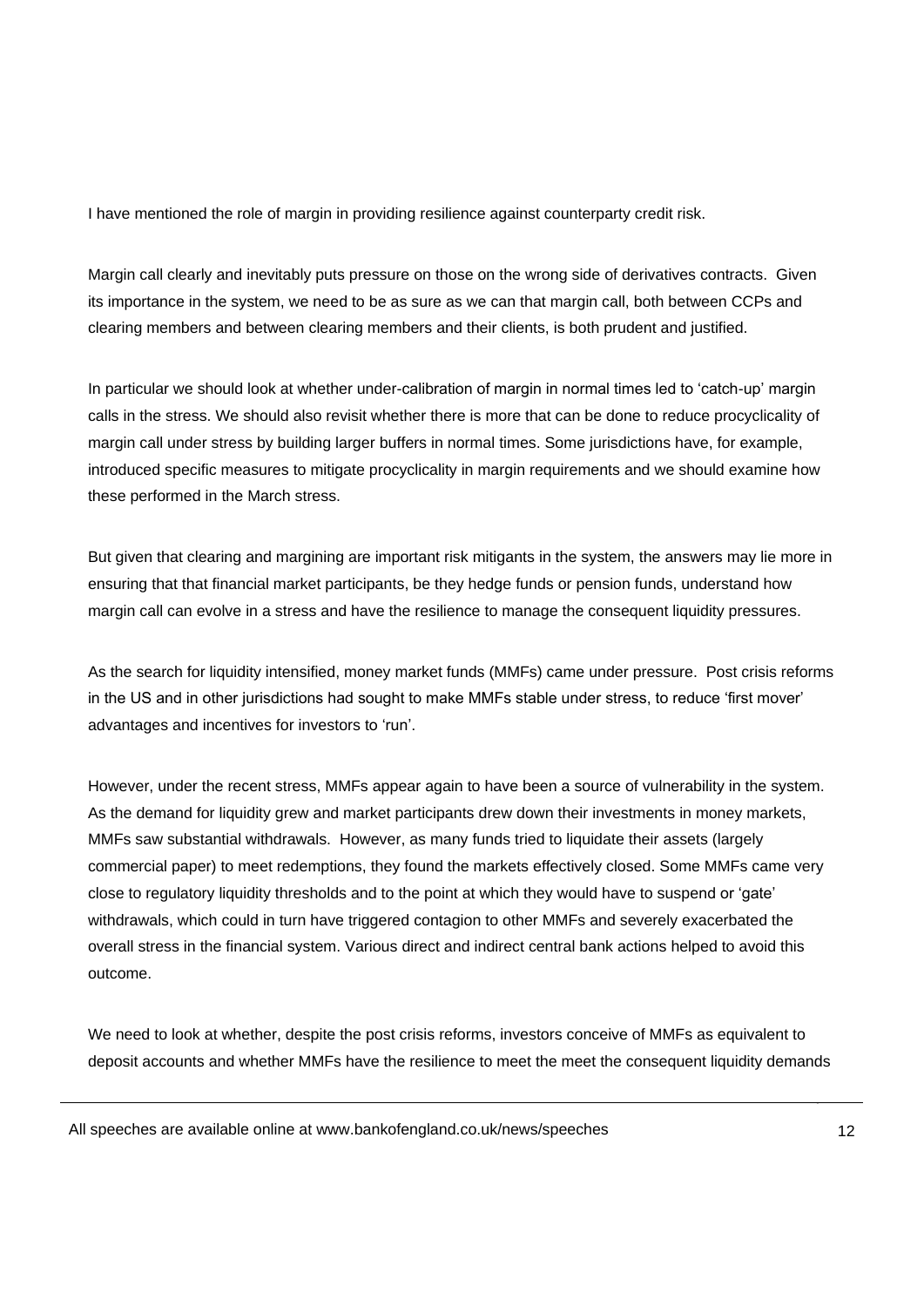I have mentioned the role of margin in providing resilience against counterparty credit risk.

Margin call clearly and inevitably puts pressure on those on the wrong side of derivatives contracts. Given its importance in the system, we need to be as sure as we can that margin call, both between CCPs and clearing members and between clearing members and their clients, is both prudent and justified.

In particular we should look at whether under-calibration of margin in normal times led to 'catch-up' margin calls in the stress. We should also revisit whether there is more that can be done to reduce procyclicality of margin call under stress by building larger buffers in normal times. Some jurisdictions have, for example, introduced specific measures to mitigate procyclicality in margin requirements and we should examine how these performed in the March stress.

But given that clearing and margining are important risk mitigants in the system, the answers may lie more in ensuring that that financial market participants, be they hedge funds or pension funds, understand how margin call can evolve in a stress and have the resilience to manage the consequent liquidity pressures.

As the search for liquidity intensified, money market funds (MMFs) came under pressure. Post crisis reforms in the US and in other jurisdictions had sought to make MMFs stable under stress, to reduce 'first mover' advantages and incentives for investors to 'run'.

However, under the recent stress, MMFs appear again to have been a source of vulnerability in the system. As the demand for liquidity grew and market participants drew down their investments in money markets, MMFs saw substantial withdrawals. However, as many funds tried to liquidate their assets (largely commercial paper) to meet redemptions, they found the markets effectively closed. Some MMFs came very close to regulatory liquidity thresholds and to the point at which they would have to suspend or 'gate' withdrawals, which could in turn have triggered contagion to other MMFs and severely exacerbated the overall stress in the financial system. Various direct and indirect central bank actions helped to avoid this outcome.

We need to look at whether, despite the post crisis reforms, investors conceive of MMFs as equivalent to deposit accounts and whether MMFs have the resilience to meet the meet the consequent liquidity demands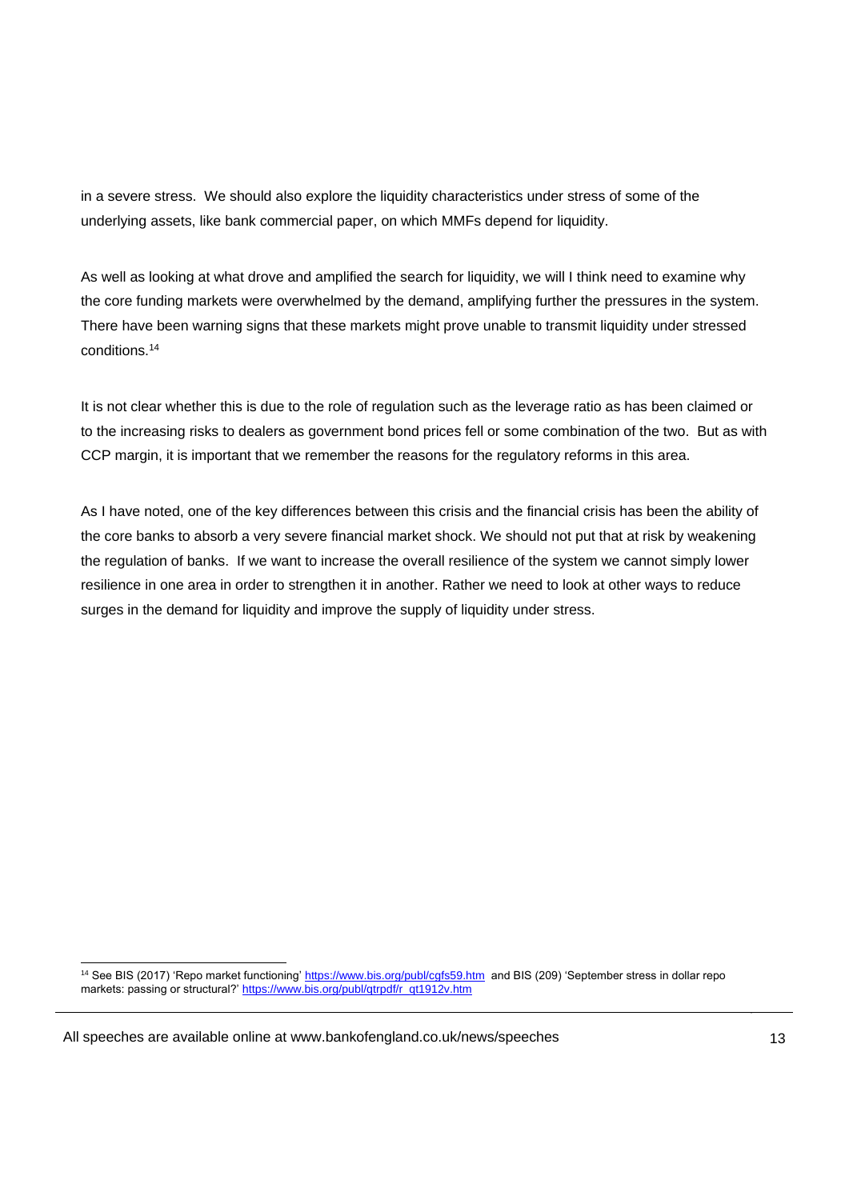in a severe stress. We should also explore the liquidity characteristics under stress of some of the underlying assets, like bank commercial paper, on which MMFs depend for liquidity.

As well as looking at what drove and amplified the search for liquidity, we will I think need to examine why the core funding markets were overwhelmed by the demand, amplifying further the pressures in the system. There have been warning signs that these markets might prove unable to transmit liquidity under stressed conditions.[14]

It is not clear whether this is due to the role of regulation such as the leverage ratio as has been claimed or to the increasing risks to dealers as government bond prices fell or some combination of the two. But as with CCP margin, it is important that we remember the reasons for the regulatory reforms in this area.

As I have noted, one of the key differences between this crisis and the financial crisis has been the ability of the core banks to absorb a very severe financial market shock. We should not put that at risk by weakening the regulation of banks. If we want to increase the overall resilience of the system we cannot simply lower resilience in one area in order to strengthen it in another. Rather we need to look at other ways to reduce surges in the demand for liquidity and improve the supply of liquidity under stress.

---

[14] See BIS (2017) 'Repo market functioning' https://www.bis.org/publ/cgfs59.htm and BIS (209) 'September stress in dollar repo markets: passing or structural?' https://www.bis.org/publ/qtrpdf/r_qt1912v.htm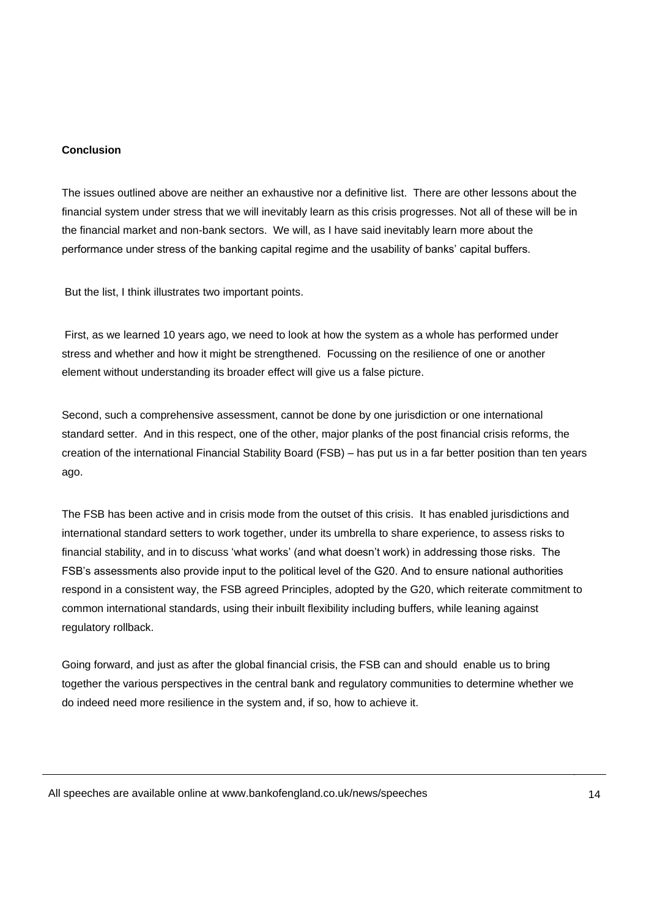**Conclusion**

The issues outlined above are neither an exhaustive nor a definitive list. There are other lessons about the financial system under stress that we will inevitably learn as this crisis progresses. Not all of these will be in the financial market and non-bank sectors. We will, as I have said inevitably learn more about the performance under stress of the banking capital regime and the usability of banks' capital buffers.

But the list, I think illustrates two important points.

First, as we learned 10 years ago, we need to look at how the system as a whole has performed under stress and whether and how it might be strengthened. Focussing on the resilience of one or another element without understanding its broader effect will give us a false picture.

Second, such a comprehensive assessment, cannot be done by one jurisdiction or one international standard setter. And in this respect, one of the other, major planks of the post financial crisis reforms, the creation of the international Financial Stability Board (FSB) – has put us in a far better position than ten years ago.

The FSB has been active and in crisis mode from the outset of this crisis. It has enabled jurisdictions and international standard setters to work together, under its umbrella to share experience, to assess risks to financial stability, and in to discuss 'what works' (and what doesn't work) in addressing those risks. The FSB's assessments also provide input to the political level of the G20. And to ensure national authorities respond in a consistent way, the FSB agreed Principles, adopted by the G20, which reiterate commitment to common international standards, using their inbuilt flexibility including buffers, while leaning against regulatory rollback.

Going forward, and just as after the global financial crisis, the FSB can and should enable us to bring together the various perspectives in the central bank and regulatory communities to determine whether we do indeed need more resilience in the system and, if so, how to achieve it.